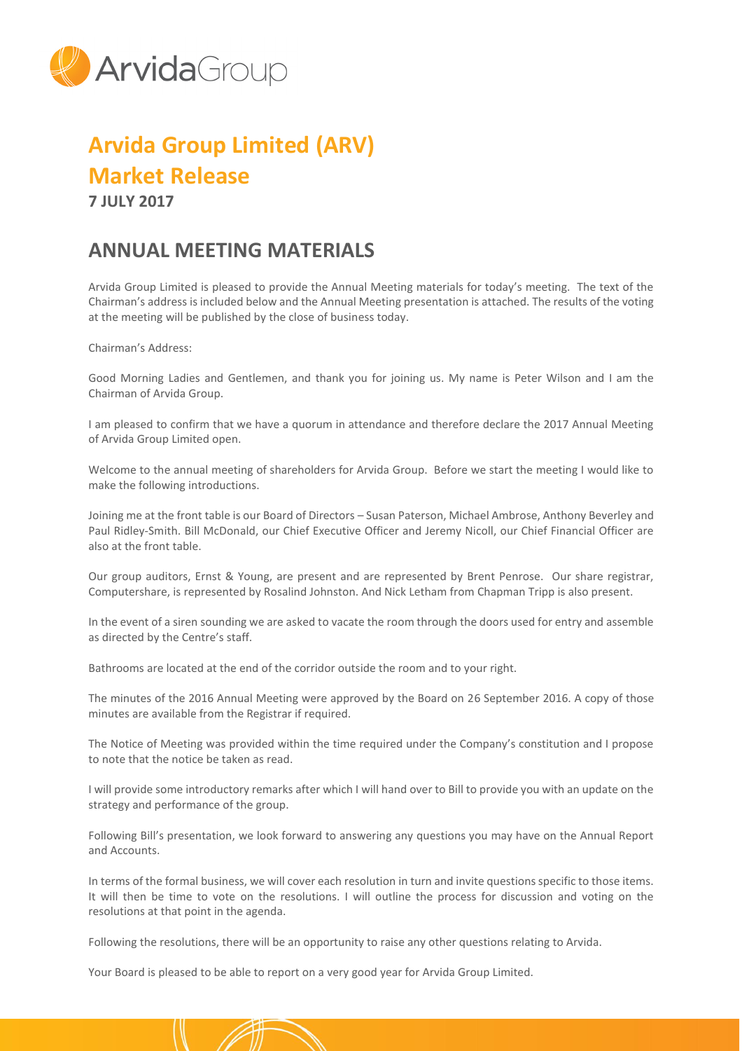# Arvida Group Limited (ARV)

# Market Release

**7 JULY 2017**

## ANNUAL MEETING MATERIALS

Arvida Group Limited is pleased to provide the Annual Meeting materials for today's meeting. The text of the Chairman's address is included below and the Annual Meeting presentation is attached. The results of the voting at the meeting will be published by the close of business today.

Chairman's Address:

Good Morning Ladies and Gentlemen, and thank you for joining us. My name is Peter Wilson and I am the Chairman of Arvida Group.

I am pleased to confirm that we have a quorum in attendance and therefore declare the 2017 Annual Meeting of Arvida Group Limited open.

Welcome to the annual meeting of shareholders for Arvida Group. Before we start the meeting I would like to make the following introductions.

Joining me at the front table is our Board of Directors – Susan Paterson, Michael Ambrose, Anthony Beverley and Paul Ridley-Smith. Bill McDonald, our Chief Executive Officer and Jeremy Nicoll, our Chief Financial Officer are also at the front table.

Our group auditors, Ernst & Young, are present and are represented by Brent Penrose. Our share registrar, Computershare, is represented by Rosalind Johnston. And Nick Letham from Chapman Tripp is also present.

In the event of a siren sounding we are asked to vacate the room through the doors used for entry and assemble as directed by the Centre's staff.

Bathrooms are located at the end of the corridor outside the room and to your right.

The minutes of the 2016 Annual Meeting were approved by the Board on 26 September 2016. A copy of those minutes are available from the Registrar if required.

The Notice of Meeting was provided within the time required under the Company's constitution and I propose to note that the notice be taken as read.

I will provide some introductory remarks after which I will hand over to Bill to provide you with an update on the strategy and performance of the group.

Following Bill's presentation, we look forward to answering any questions you may have on the Annual Report and Accounts.

In terms of the formal business, we will cover each resolution in turn and invite questions specific to those items. It will then be time to vote on the resolutions. I will outline the process for discussion and voting on the resolutions at that point in the agenda.

Following the resolutions, there will be an opportunity to raise any other questions relating to Arvida.

Your Board is pleased to be able to report on a very good year for Arvida Group Limited.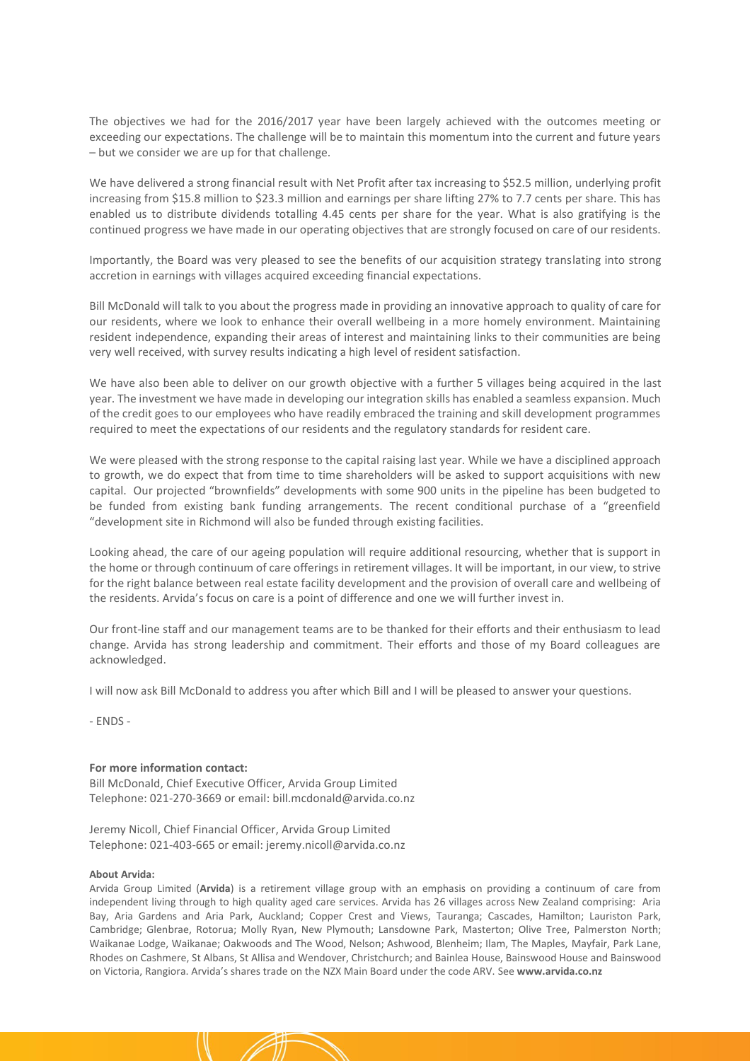The objectives we had for the 2016/2017 year have been largely achieved with the outcomes meeting or exceeding our expectations. The challenge will be to maintain this momentum into the current and future years – but we consider we are up for that challenge.

We have delivered a strong financial result with Net Profit after tax increasing to $52.5 million, underlying profit increasing from $15.8 million to $23.3 million and earnings per share lifting 27% to 7.7 cents per share. This has enabled us to distribute dividends totalling 4.45 cents per share for the year. What is also gratifying is the continued progress we have made in our operating objectives that are strongly focused on care of our residents.

Importantly, the Board was very pleased to see the benefits of our acquisition strategy translating into strong accretion in earnings with villages acquired exceeding financial expectations.

Bill McDonald will talk to you about the progress made in providing an innovative approach to quality of care for our residents, where we look to enhance their overall wellbeing in a more homely environment. Maintaining resident independence, expanding their areas of interest and maintaining links to their communities are being very well received, with survey results indicating a high level of resident satisfaction.

We have also been able to deliver on our growth objective with a further 5 villages being acquired in the last year. The investment we have made in developing our integration skills has enabled a seamless expansion. Much of the credit goes to our employees who have readily embraced the training and skill development programmes required to meet the expectations of our residents and the regulatory standards for resident care.

We were pleased with the strong response to the capital raising last year. While we have a disciplined approach to growth, we do expect that from time to time shareholders will be asked to support acquisitions with new capital. Our projected "brownfields" developments with some 900 units in the pipeline has been budgeted to be funded from existing bank funding arrangements. The recent conditional purchase of a "greenfield "development site in Richmond will also be funded through existing facilities.

Looking ahead, the care of our ageing population will require additional resourcing, whether that is support in the home or through continuum of care offerings in retirement villages. It will be important, in our view, to strive for the right balance between real estate facility development and the provision of overall care and wellbeing of the residents. Arvida's focus on care is a point of difference and one we will further invest in.

Our front-line staff and our management teams are to be thanked for their efforts and their enthusiasm to lead change. Arvida has strong leadership and commitment. Their efforts and those of my Board colleagues are acknowledged.

I will now ask Bill McDonald to address you after which Bill and I will be pleased to answer your questions.

- ENDS -

**For more information contact:**
Bill McDonald, Chief Executive Officer, Arvida Group Limited
Telephone: 021-270-3669 or email: bill.mcdonald@arvida.co.nz

Jeremy Nicoll, Chief Financial Officer, Arvida Group Limited
Telephone: 021-403-665 or email: jeremy.nicoll@arvida.co.nz

**About Arvida:**
Arvida Group Limited (**Arvida**) is a retirement village group with an emphasis on providing a continuum of care from independent living through to high quality aged care services. Arvida has 26 villages across New Zealand comprising: Aria Bay, Aria Gardens and Aria Park, Auckland; Copper Crest and Views, Tauranga; Cascades, Hamilton; Lauriston Park, Cambridge; Glenbrae, Rotorua; Molly Ryan, New Plymouth; Lansdowne Park, Masterton; Olive Tree, Palmerston North; Waikanae Lodge, Waikanae; Oakwoods and The Wood, Nelson; Ashwood, Blenheim; Ilam, The Maples, Mayfair, Park Lane, Rhodes on Cashmere, St Albans, St Allisa and Wendover, Christchurch; and Bainlea House, Bainswood House and Bainswood on Victoria, Rangiora. Arvida's shares trade on the NZX Main Board under the code ARV. See **www.arvida.co.nz**